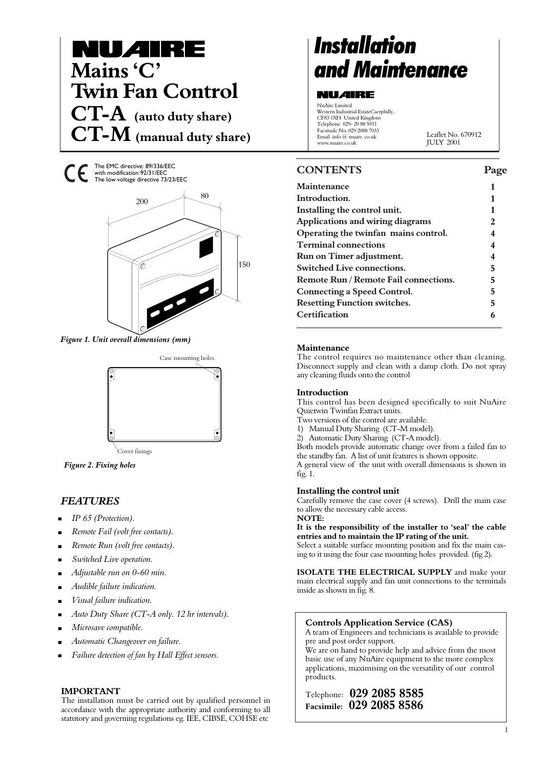# NUAIRE

# Mains 'C' Twin Fan Control

## CT-A (auto duty share)

## CT-M (manual duty share)

# *Installation and Maintenance*

NUAIRE

NuAire Limited
Western Industrial EstateCaerphilly,
CF83 1XH United Kingdom
Telephone 029- 20 88 5911
Facsimile No. 029 2088 7033
Email: info @ nuaire. co.uk
www.nuaire.co.uk

Leaflet No. 670912
JULY 2001

CE The EMC directive: 89/336/EEC with modification 92/31/EEC The low voltage directive 73/23/EEC

200 80 150

*Figure 1. Unit overall dimensions (mm)*

Case mounting holes

Cover fixings

*Figure 2. Fixing holes*

## *FEATURES*

- *IP 65 (Protection).*
- *Remote Fail (volt free contacts).*
- *Remote Run (volt free contacts).*
- *Switched Live operation.*
- *Adjustable run on 0-60 min.*
- *Audible failure indication.*
- *Visual failure indication.*
- *Auto Duty Share (CT-A only. 12 hr intervals).*
- *Microsave compatible.*
- *Automatic Changeover on failure.*
- *Failure detection of fan by Hall Effect sensors.*

**IMPORTANT**

The installation must be carried out by qualified personnel in accordance with the appropriate authority and conforming to all statutory and governing regulations eg. IEE, CIBSE, COHSE etc

## CONTENTS

| CONTENTS | Page |
| --- | --- |
| **Maintenance** | **1** |
| **Introduction.** | **1** |
| **Installing the control unit.** | **1** |
| **Applications and wiring diagrams** | **2** |
| **Operating the twinfan mains control.** | **4** |
| **Terminal connections** | **4** |
| **Run on Timer adjustment.** | **4** |
| **Switched Live connections.** | **5** |
| **Remote Run / Remote Fail connections.** | **5** |
| **Connecting a Speed Control.** | **5** |
| **Resetting Function switches.** | **5** |
| **Certification** | **6** |

### Maintenance

The control requires no maintenance other than cleaning. Disconnect supply and clean with a damp cloth. Do not spray any cleaning fluids onto the control

### Introduction

This control has been designed specifically to suit NuAire Quietwin Twinfan Extract units.

Two versions of the control are available.

1) Manual Duty Sharing (CT-M model).
2) Automatic Duty Sharing (CT-A model).

Both models provide automatic change over from a failed fan to the standby fan. A list of unit features is shown opposite.

A general view of the unit with overall dimensions is shown in fig. 1.

### Installing the control unit

Carefully remove the case cover (4 screws). Drill the main case to allow the necessary cable access.

**NOTE:**

**It is the responsibility of the installer to 'seal' the cable entries and to maintain the IP rating of the unit.**

Select a suitable surface mounting position and fix the main casing to it using the four case mounting holes provided. (fig 2).

**ISOLATE THE ELECTRICAL SUPPLY** and make your main electrical supply and fan unit connections to the terminals inside as shown in fig. 8.

**Controls Application Service (CAS)**

A team of Engineers and technicians is available to provide pre and post order support.

We are on hand to provide help and advice from the most basic use of any NuAire equipment to the more complex applications, maximising on the versatility of our control products.

Telephone: **029 2085 8585**
**Facsimile: 029 2085 8586**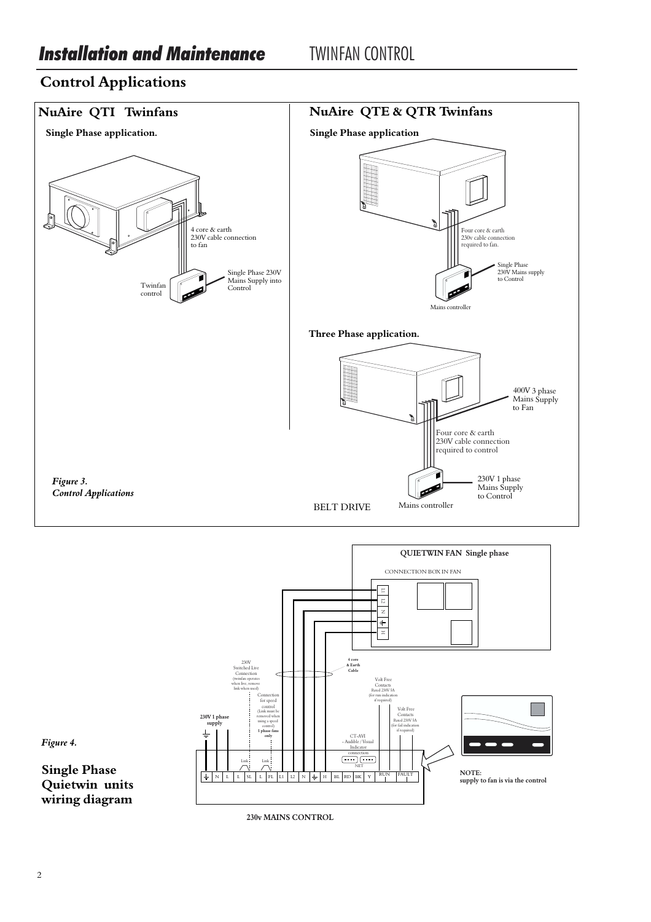# *Installation and Maintenance* TWINFAN CONTROL

## Control Applications

### NuAire QTI Twinfans

**Single Phase application.**

4 core & earth
230V cable connection
to fan

Twinfan
control

Single Phase 230V
Mains Supply into
Control

### NuAire QTE & QTR Twinfans

**Single Phase application**

Four core & earth
230v cable connection
required to fan.

Single Phase
230V Mains supply
to Control

Mains controller

**Three Phase application.**

400V 3 phase
Mains Supply
to Fan

Four core & earth
230V cable connection
required to control

230V 1 phase
Mains Supply
to Control

BELT DRIVE

Mains controller

*Figure 3.*
*Control Applications*

**QUIETWIN FAN Single phase**

CONNECTION BOX IN FAN

L1 L2 N ⏚ H

4 core
& Earth
Cable

230V
Switched Live
Connection
(twinfan operates
when live, remove
link when used)

Connection
for speed
control
(Link must be
removed when
using a speed
control)
1 phase fans
only

230V 1 phase
supply

Volt Free
Contacts
Rated 230V 5A
(for run indication
if required)

Volt Free
Contacts
Rated 230V 5A
(for fail indication
if required)

CT-AVI
- Audible / Visual
Indicator
connection

NET

Link Link

⏚ N L L SL L FL L1 L2 N ⏚ H BL RD BK Y RUN FAULT

**230v MAINS CONTROL**

**NOTE:**
**supply to fan is via the control**

*Figure 4.*

**Single Phase Quietwin units wiring diagram**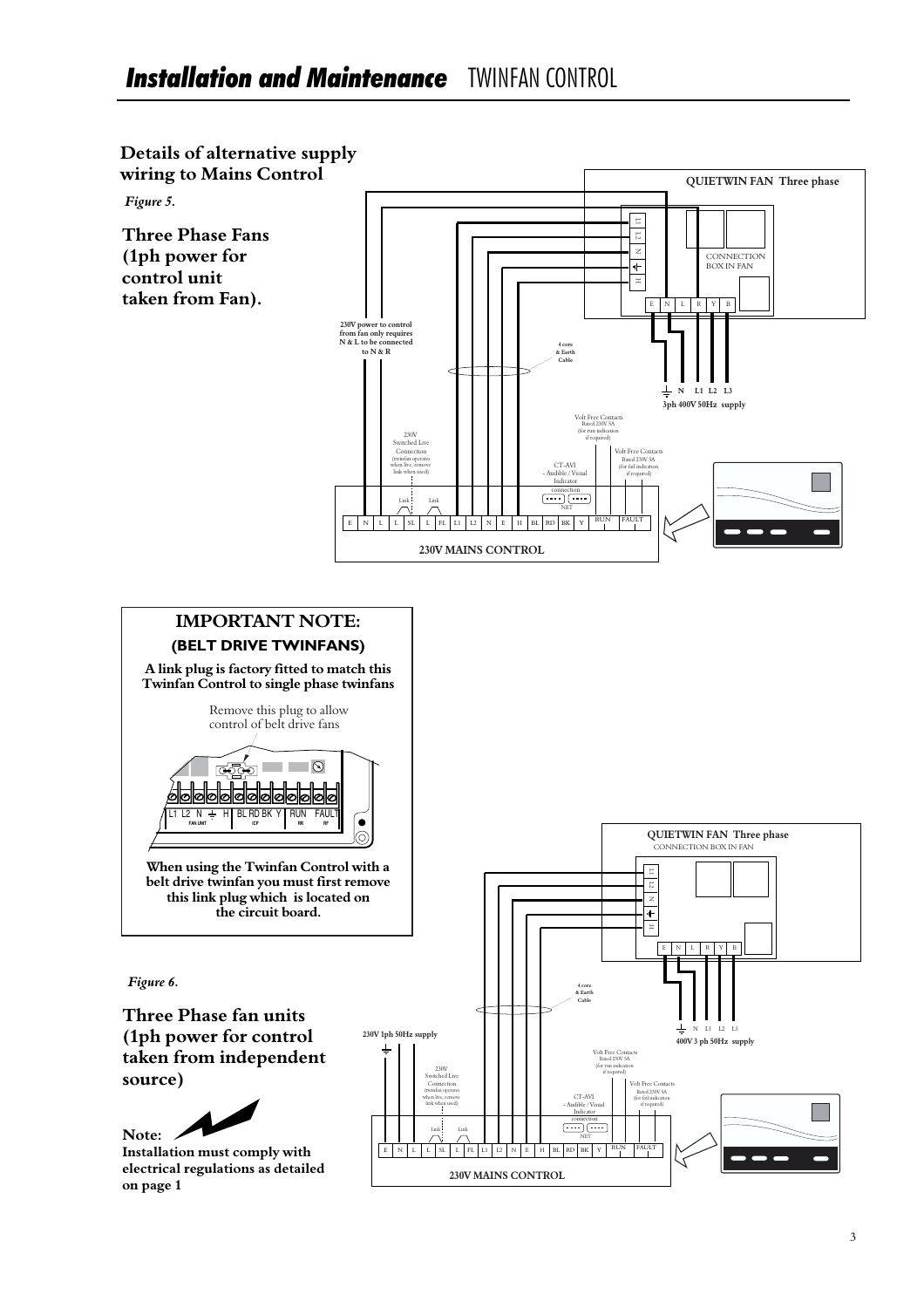# *Installation and Maintenance* TWINFAN CONTROL

## Details of alternative supply wiring to Mains Control

*Figure 5.*

### Three Phase Fans (1ph power for control unit taken from Fan).

QUIETWIN FAN Three phase

L1 L2 N H

CONNECTION BOX IN FAN

E N L R Y B

230V power to control from fan only requires N & L to be connected to N & R

4 core & Earth Cable

N L1 L2 L3

3ph 400V 50Hz supply

Volt Free Contacts Rated 230V 5A (for run indication if required)

Volt Free Contacts Rated 230V 5A (for fail indication if required)

230V Switched Live Connection (twinfan operates when live, remove link when used)

CT-AVI - Audible / Visual Indicator connection

Link Link NET

E N L L SL L FL L1 L2 N E H BL BD BK Y RUN FAULT

230V MAINS CONTROL

## IMPORTANT NOTE:

### (BELT DRIVE TWINFANS)

**A link plug is factory fitted to match this Twinfan Control to single phase twinfans**

Remove this plug to allow control of belt drive fans

L1 L2 N H BL RD BK Y RUN FAULT

FAN UNIT ICP RR RF

**When using the Twinfan Control with a belt drive twinfan you must first remove this link plug which is located on the circuit board.**

*Figure 6.*

### Three Phase fan units (1ph power for control taken from independent source)

QUIETWIN FAN Three phase

CONNECTION BOX IN FAN

L1 L2 N H

E N L R Y B

4 core & Earth Cable

N L1 L2 L3

400V 3 ph 50Hz supply

230V 1ph 50Hz supply

Volt Free Contacts Rated 230V 5A (for run indication if required)

Volt Free Contacts Rated 230V 5A (for fail indication if required)

230V Switched Live Connection (twinfan operates when live, remove link when used)

CT-AVI - Audible / Visual Indicator connection

Link Link NET

E N L L SL L FL L1 L2 N E H BL BD BK Y RUN FAULT

230V MAINS CONTROL

**Note:**

**Installation must comply with electrical regulations as detailed on page 1**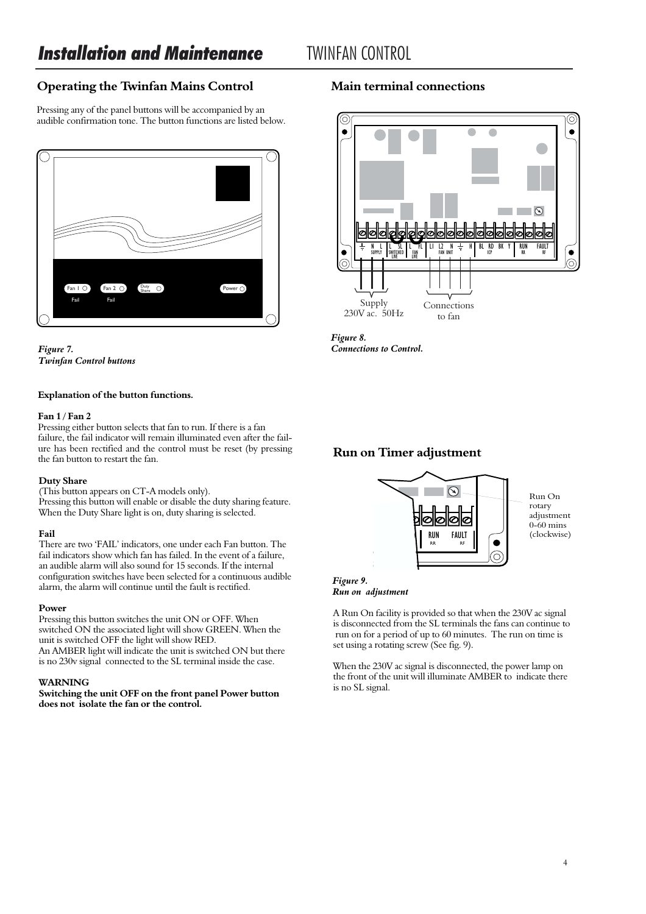# *Installation and Maintenance* TWINFAN CONTROL

## Operating the Twinfan Mains Control

Pressing any of the panel buttons will be accompanied by an audible confirmation tone. The button functions are listed below.

*Figure 7.*
*Twinfan Control buttons*

**Explanation of the button functions.**

**Fan 1 / Fan 2**
Pressing either button selects that fan to run. If there is a fan failure, the fail indicator will remain illuminated even after the failure has been rectified and the control must be reset (by pressing the fan button to restart the fan.

**Duty Share**
(This button appears on CT-A models only).
Pressing this button will enable or disable the duty sharing feature. When the Duty Share light is on, duty sharing is selected.

**Fail**
There are two 'FAIL' indicators, one under each Fan button. The fail indicators show which fan has failed. In the event of a failure, an audible alarm will also sound for 15 seconds. If the internal configuration switches have been selected for a continuous audible alarm, the alarm will continue until the fault is rectified.

**Power**
Pressing this button switches the unit ON or OFF. When switched ON the associated light will show GREEN. When the unit is switched OFF the light will show RED.
An AMBER light will indicate the unit is switched ON but there is no 230v signal connected to the SL terminal inside the case.

**WARNING**
**Switching the unit OFF on the front panel Power button does not isolate the fan or the control.**

## Main terminal connections

Supply 230V ac. 50Hz

Connections to fan

*Figure 8.*
*Connections to Control.*

## Run on Timer adjustment

Run On rotary adjustment 0-60 mins (clockwise)

*Figure 9.*
*Run on adjustment*

A Run On facility is provided so that when the 230V ac signal is disconnected from the SL terminals the fans can continue to run on for a period of up to 60 minutes. The run on time is set using a rotating screw (See fig. 9).

When the 230V ac signal is disconnected, the power lamp on the front of the unit will illuminate AMBER to indicate there is no SL signal.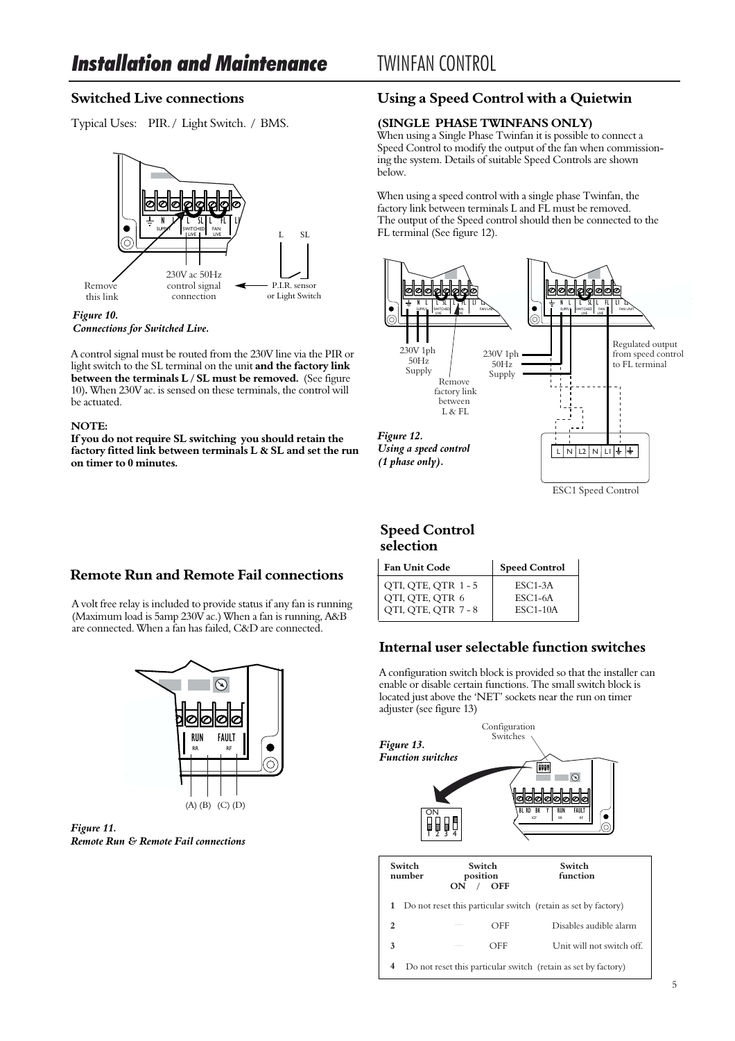# Installation and Maintenance — TWINFAN CONTROL

## Switched Live connections

Typical Uses: PIR. / Light Switch. / BMS.

Remove this link

230V ac 50Hz control signal connection

P.I.R. sensor or Light Switch

*Figure 10.*
*Connections for Switched Live.*

A control signal must be routed from the 230V line via the PIR or light switch to the SL terminal on the unit **and the factory link between the terminals L / SL must be removed.** (See figure 10). When 230V ac. is sensed on these terminals, the control will be actuated.

**NOTE:**
**If you do not require SL switching you should retain the factory fitted link between terminals L & SL and set the run on timer to 0 minutes.**

## Using a Speed Control with a Quietwin

**(SINGLE PHASE TWINFANS ONLY)**
When using a Single Phase Twinfan it is possible to connect a Speed Control to modify the output of the fan when commissioning the system. Details of suitable Speed Controls are shown below.

When using a speed control with a single phase Twinfan, the factory link between terminals L and FL must be removed. The output of the Speed control should then be connected to the FL terminal (See figure 12).

230V 1ph 50Hz Supply

Remove factory link between L & FL

Regulated output from speed control to FL terminal

ESC1 Speed Control

*Figure 12.*
*Using a speed control (1 phase only).*

## Speed Control selection

| Fan Unit Code | Speed Control |
|---|---|
| QTI, QTE, QTR 1 - 5 | ESC1-3A |
| QTI, QTE, QTR 6 | ESC1-6A |
| QTI, QTE, QTR 7 - 8 | ESC1-10A |

## Remote Run and Remote Fail connections

A volt free relay is included to provide status if any fan is running (Maximum load is 5amp 230V ac.) When a fan is running, A&B are connected. When a fan has failed, C&D are connected.

(A) (B) (C) (D)

*Figure 11.*
*Remote Run & Remote Fail connections*

## Internal user selectable function switches

A configuration switch block is provided so that the installer can enable or disable certain functions. The small switch block is located just above the 'NET' sockets near the run on timer adjuster (see figure 13)

Configuration Switches

*Figure 13.*
*Function switches*

| Switch number | Switch position ON / OFF | | Switch function |
|---|---|---|---|
| 1 | Do not reset this particular switch (retain as set by factory) | | |
| 2 | — | OFF | Disables audible alarm |
| 3 | — | OFF | Unit will not switch off. |
| 4 | Do not reset this particular switch (retain as set by factory) | | |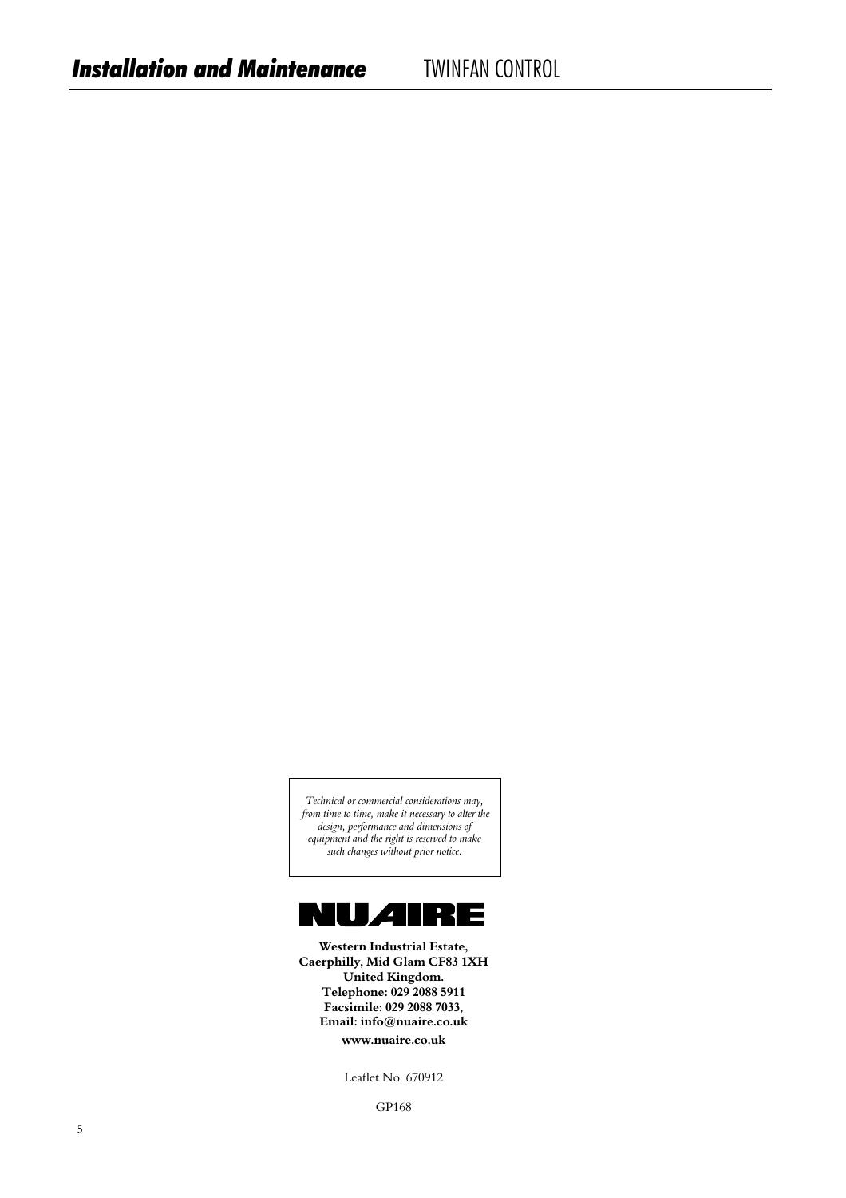*Technical or commercial considerations may, from time to time, make it necessary to alter the design, performance and dimensions of equipment and the right is reserved to make such changes without prior notice.*

NUAIRE

**Western Industrial Estate,**
**Caerphilly, Mid Glam CF83 1XH**
**United Kingdom.**
**Telephone: 029 2088 5911**
**Facsimile: 029 2088 7033,**
**Email: info@nuaire.co.uk**
**www.nuaire.co.uk**

Leaflet No. 670912

GP168